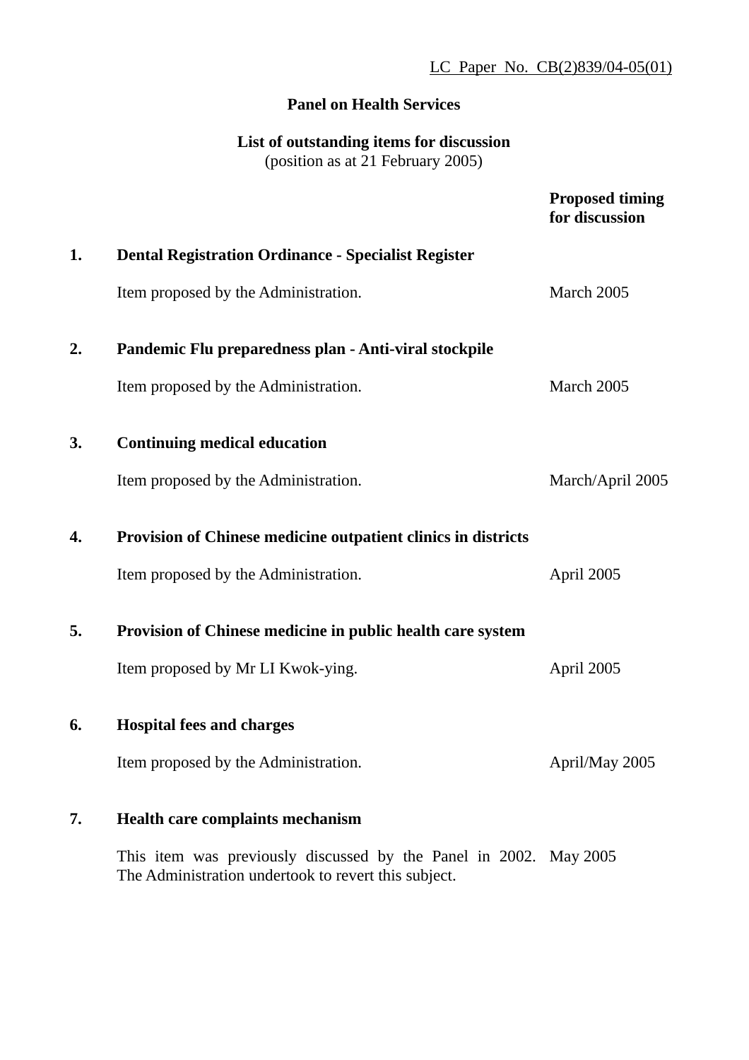LC Paper No. CB(2)839/04-05(01)

# Panel on Health Services

## List of outstanding items for discussion

(position as at 21 February 2005)

| | | Proposed timing for discussion |
|---|---|---|
| **1.** | **Dental Registration Ordinance - Specialist Register** | |
| | Item proposed by the Administration. | March 2005 |
| **2.** | **Pandemic Flu preparedness plan - Anti-viral stockpile** | |
| | Item proposed by the Administration. | March 2005 |
| **3.** | **Continuing medical education** | |
| | Item proposed by the Administration. | March/April 2005 |
| **4.** | **Provision of Chinese medicine outpatient clinics in districts** | |
| | Item proposed by the Administration. | April 2005 |
| **5.** | **Provision of Chinese medicine in public health care system** | |
| | Item proposed by Mr LI Kwok-ying. | April 2005 |
| **6.** | **Hospital fees and charges** | |
| | Item proposed by the Administration. | April/May 2005 |
| **7.** | **Health care complaints mechanism** | |
| | This item was previously discussed by the Panel in 2002. The Administration undertook to revert this subject. | May 2005 |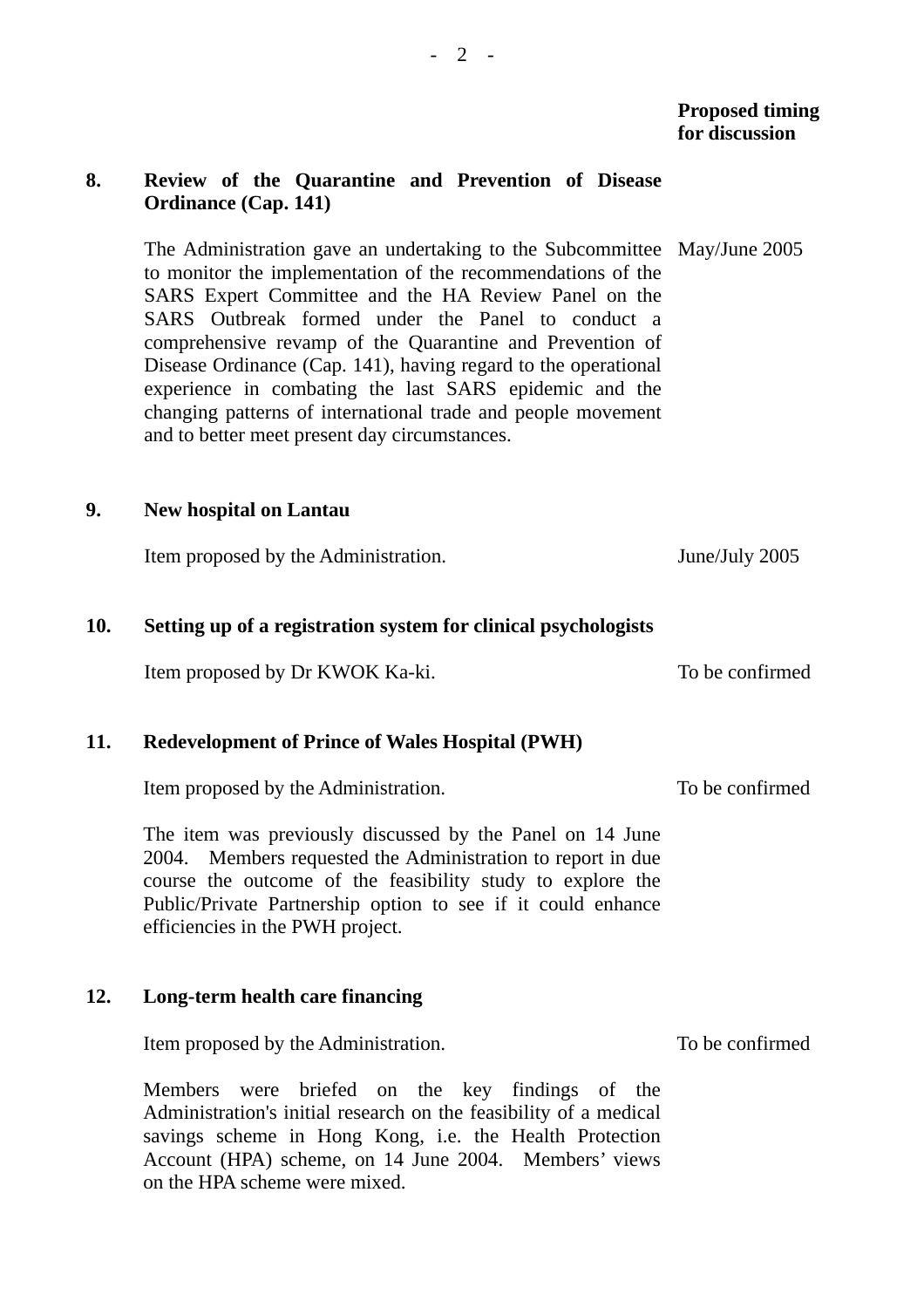**Proposed timing for discussion**

**8. Review of the Quarantine and Prevention of Disease Ordinance (Cap. 141)**

The Administration gave an undertaking to the Subcommittee to monitor the implementation of the recommendations of the SARS Expert Committee and the HA Review Panel on the SARS Outbreak formed under the Panel to conduct a comprehensive revamp of the Quarantine and Prevention of Disease Ordinance (Cap. 141), having regard to the operational experience in combating the last SARS epidemic and the changing patterns of international trade and people movement and to better meet present day circumstances. — May/June 2005

**9. New hospital on Lantau**

Item proposed by the Administration. — June/July 2005

**10. Setting up of a registration system for clinical psychologists**

Item proposed by Dr KWOK Ka-ki. — To be confirmed

**11. Redevelopment of Prince of Wales Hospital (PWH)**

Item proposed by the Administration. — To be confirmed

The item was previously discussed by the Panel on 14 June 2004. Members requested the Administration to report in due course the outcome of the feasibility study to explore the Public/Private Partnership option to see if it could enhance efficiencies in the PWH project.

**12. Long-term health care financing**

Item proposed by the Administration. — To be confirmed

Members were briefed on the key findings of the Administration's initial research on the feasibility of a medical savings scheme in Hong Kong, i.e. the Health Protection Account (HPA) scheme, on 14 June 2004. Members' views on the HPA scheme were mixed.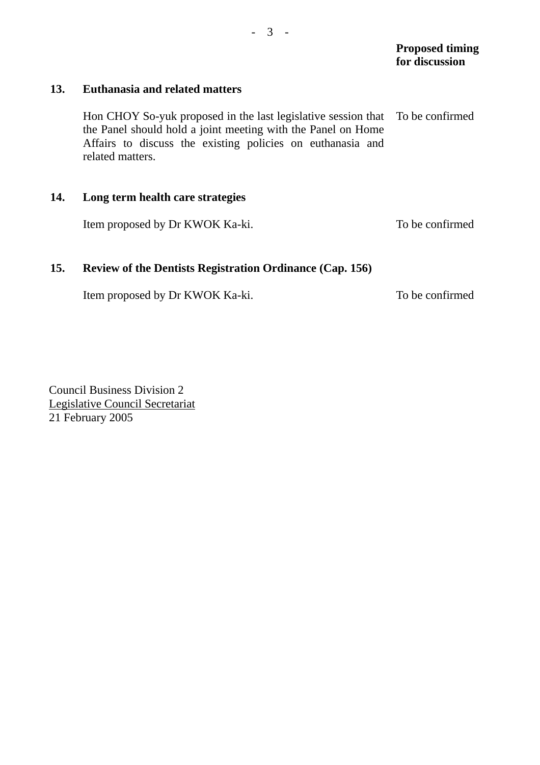| | | Proposed timing for discussion |
|---|---|---|
| **13.** | **Euthanasia and related matters** | |
| | Hon CHOY So-yuk proposed in the last legislative session that the Panel should hold a joint meeting with the Panel on Home Affairs to discuss the existing policies on euthanasia and related matters. | To be confirmed |
| **14.** | **Long term health care strategies** | |
| | Item proposed by Dr KWOK Ka-ki. | To be confirmed |
| **15.** | **Review of the Dentists Registration Ordinance (Cap. 156)** | |
| | Item proposed by Dr KWOK Ka-ki. | To be confirmed |

Council Business Division 2
Legislative Council Secretariat
21 February 2005